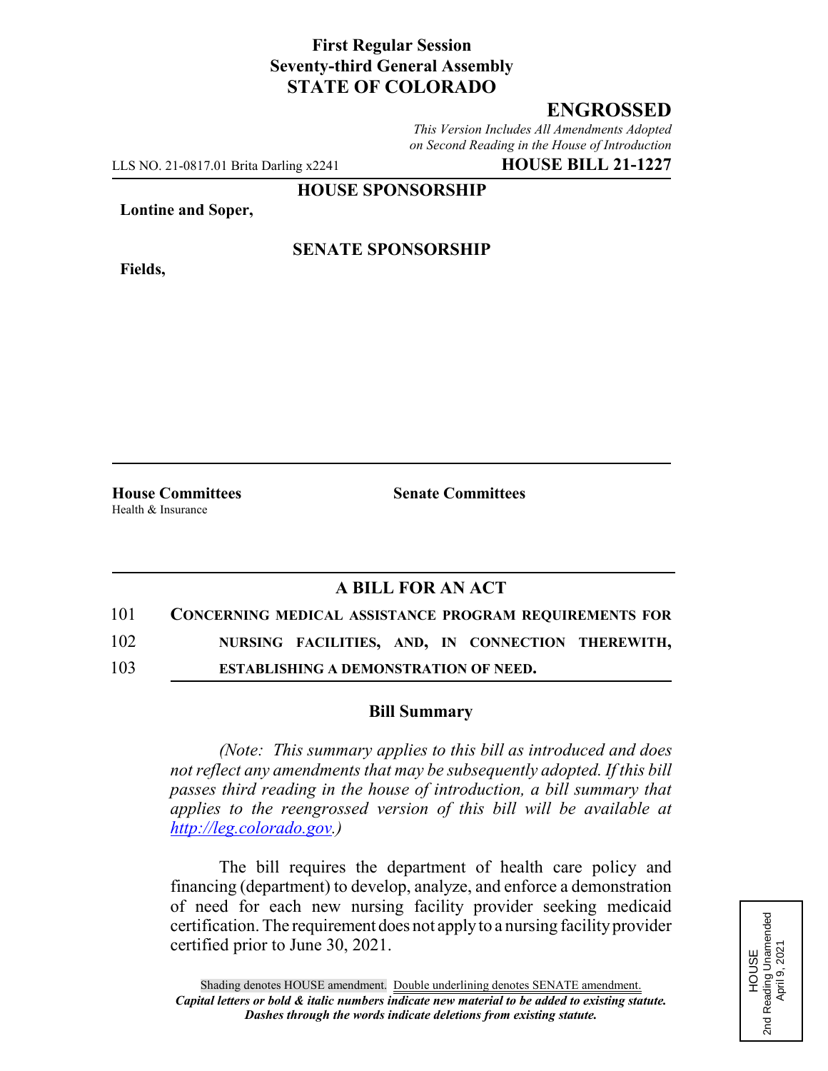**First Regular Session**
**Seventy-third General Assembly**
**STATE OF COLORADO**

# ENGROSSED

*This Version Includes All Amendments Adopted on Second Reading in the House of Introduction*

LLS NO. 21-0817.01 Brita Darling x2241 **HOUSE BILL 21-1227**

**HOUSE SPONSORSHIP**

**Lontine and Soper,**

**SENATE SPONSORSHIP**

**Fields,**

**House Committees**
Health & Insurance

**Senate Committees**

## A BILL FOR AN ACT

101 **CONCERNING MEDICAL ASSISTANCE PROGRAM REQUIREMENTS FOR**
102 **NURSING FACILITIES, AND, IN CONNECTION THEREWITH,**
103 **ESTABLISHING A DEMONSTRATION OF NEED.**

### Bill Summary

*(Note: This summary applies to this bill as introduced and does not reflect any amendments that may be subsequently adopted. If this bill passes third reading in the house of introduction, a bill summary that applies to the reengrossed version of this bill will be available at http://leg.colorado.gov.)*

The bill requires the department of health care policy and financing (department) to develop, analyze, and enforce a demonstration of need for each new nursing facility provider seeking medicaid certification. The requirement does not apply to a nursing facility provider certified prior to June 30, 2021.

HOUSE
2nd Reading Unamended
April 9, 2021

Shading denotes HOUSE amendment. Double underlining denotes SENATE amendment.
*Capital letters or bold & italic numbers indicate new material to be added to existing statute.*
*Dashes through the words indicate deletions from existing statute.*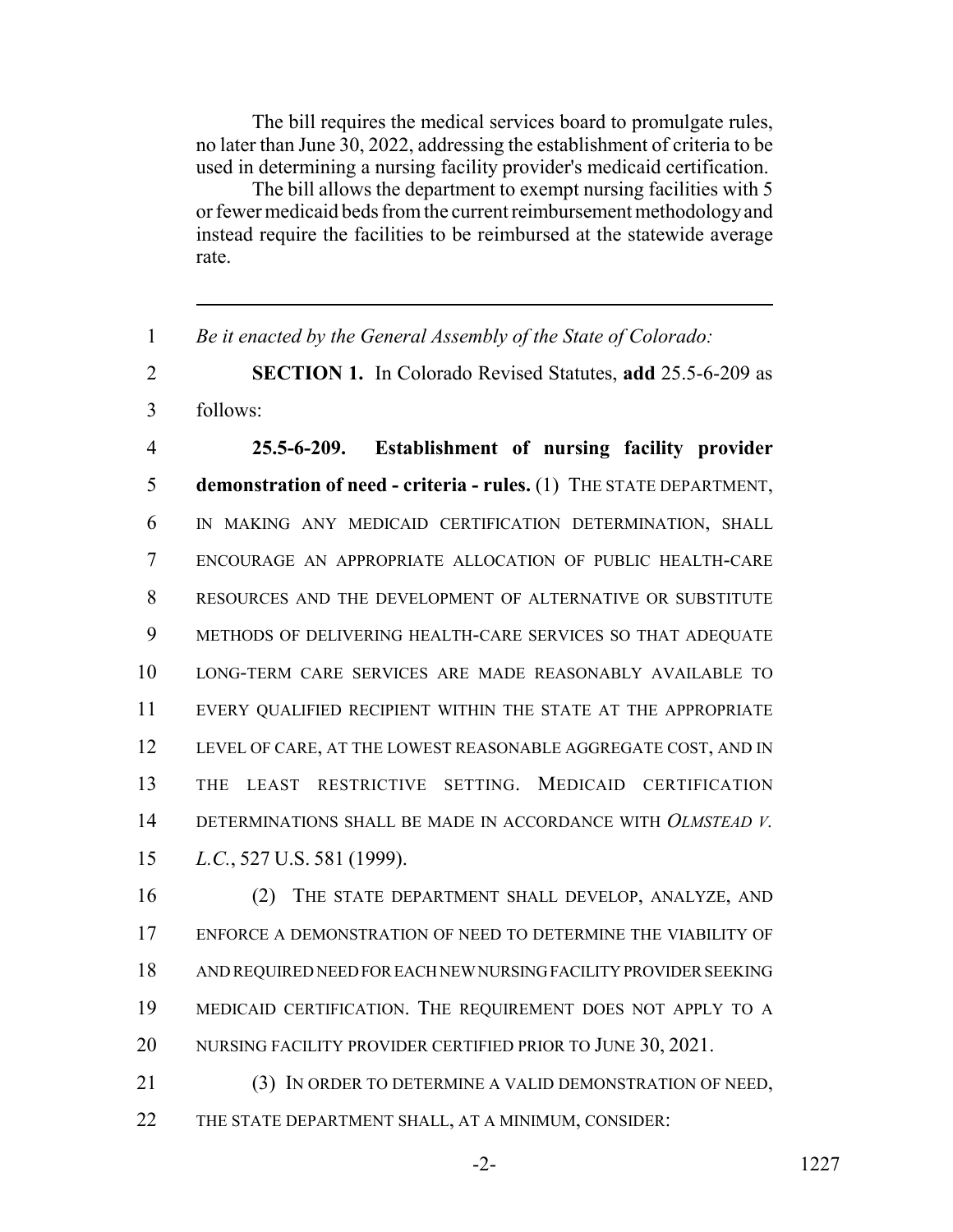The bill requires the medical services board to promulgate rules, no later than June 30, 2022, addressing the establishment of criteria to be used in determining a nursing facility provider's medicaid certification.

The bill allows the department to exempt nursing facilities with 5 or fewer medicaid beds from the current reimbursement methodology and instead require the facilities to be reimbursed at the statewide average rate.

---

1 *Be it enacted by the General Assembly of the State of Colorado:*

2 **SECTION 1.** In Colorado Revised Statutes, **add** 25.5-6-209 as
3 follows:

4 **25.5-6-209. Establishment of nursing facility provider**
5 **demonstration of need - criteria - rules.** (1) THE STATE DEPARTMENT,
6 IN MAKING ANY MEDICAID CERTIFICATION DETERMINATION, SHALL
7 ENCOURAGE AN APPROPRIATE ALLOCATION OF PUBLIC HEALTH-CARE
8 RESOURCES AND THE DEVELOPMENT OF ALTERNATIVE OR SUBSTITUTE
9 METHODS OF DELIVERING HEALTH-CARE SERVICES SO THAT ADEQUATE
10 LONG-TERM CARE SERVICES ARE MADE REASONABLY AVAILABLE TO
11 EVERY QUALIFIED RECIPIENT WITHIN THE STATE AT THE APPROPRIATE
12 LEVEL OF CARE, AT THE LOWEST REASONABLE AGGREGATE COST, AND IN
13 THE LEAST RESTRICTIVE SETTING. MEDICAID CERTIFICATION
14 DETERMINATIONS SHALL BE MADE IN ACCORDANCE WITH *OLMSTEAD V.*
15 *L.C.*, 527 U.S. 581 (1999).

16 (2) THE STATE DEPARTMENT SHALL DEVELOP, ANALYZE, AND
17 ENFORCE A DEMONSTRATION OF NEED TO DETERMINE THE VIABILITY OF
18 AND REQUIRED NEED FOR EACH NEW NURSING FACILITY PROVIDER SEEKING
19 MEDICAID CERTIFICATION. THE REQUIREMENT DOES NOT APPLY TO A
20 NURSING FACILITY PROVIDER CERTIFIED PRIOR TO JUNE 30, 2021.

21 (3) IN ORDER TO DETERMINE A VALID DEMONSTRATION OF NEED,
22 THE STATE DEPARTMENT SHALL, AT A MINIMUM, CONSIDER: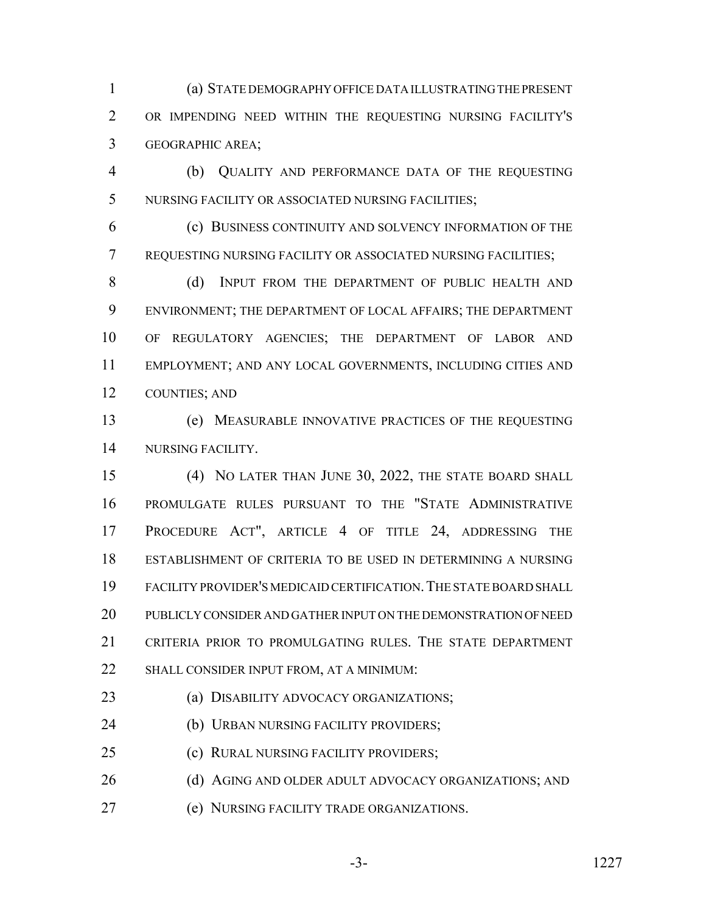(a) STATE DEMOGRAPHY OFFICE DATA ILLUSTRATING THE PRESENT OR IMPENDING NEED WITHIN THE REQUESTING NURSING FACILITY'S GEOGRAPHIC AREA;

(b) QUALITY AND PERFORMANCE DATA OF THE REQUESTING NURSING FACILITY OR ASSOCIATED NURSING FACILITIES;

(c) BUSINESS CONTINUITY AND SOLVENCY INFORMATION OF THE REQUESTING NURSING FACILITY OR ASSOCIATED NURSING FACILITIES;

(d) INPUT FROM THE DEPARTMENT OF PUBLIC HEALTH AND ENVIRONMENT; THE DEPARTMENT OF LOCAL AFFAIRS; THE DEPARTMENT OF REGULATORY AGENCIES; THE DEPARTMENT OF LABOR AND EMPLOYMENT; AND ANY LOCAL GOVERNMENTS, INCLUDING CITIES AND COUNTIES; AND

(e) MEASURABLE INNOVATIVE PRACTICES OF THE REQUESTING NURSING FACILITY.

(4) NO LATER THAN JUNE 30, 2022, THE STATE BOARD SHALL PROMULGATE RULES PURSUANT TO THE "STATE ADMINISTRATIVE PROCEDURE ACT", ARTICLE 4 OF TITLE 24, ADDRESSING THE ESTABLISHMENT OF CRITERIA TO BE USED IN DETERMINING A NURSING FACILITY PROVIDER'S MEDICAID CERTIFICATION. THE STATE BOARD SHALL PUBLICLY CONSIDER AND GATHER INPUT ON THE DEMONSTRATION OF NEED CRITERIA PRIOR TO PROMULGATING RULES. THE STATE DEPARTMENT SHALL CONSIDER INPUT FROM, AT A MINIMUM:

(a) DISABILITY ADVOCACY ORGANIZATIONS;

(b) URBAN NURSING FACILITY PROVIDERS;

(c) RURAL NURSING FACILITY PROVIDERS;

(d) AGING AND OLDER ADULT ADVOCACY ORGANIZATIONS; AND

(e) NURSING FACILITY TRADE ORGANIZATIONS.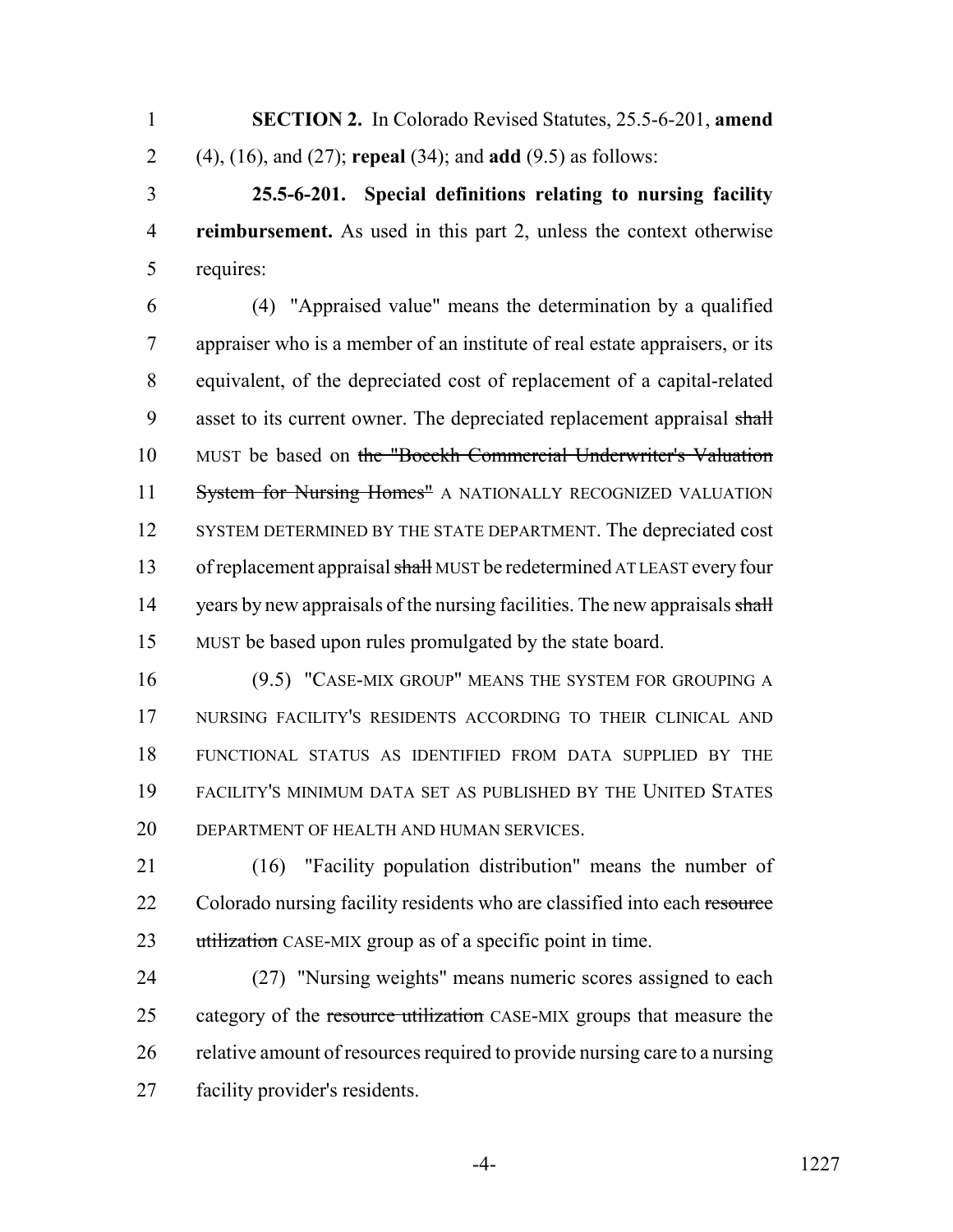**SECTION 2.** In Colorado Revised Statutes, 25.5-6-201, **amend** (4), (16), and (27); **repeal** (34); and **add** (9.5) as follows:

**25.5-6-201. Special definitions relating to nursing facility reimbursement.** As used in this part 2, unless the context otherwise requires:

(4) "Appraised value" means the determination by a qualified appraiser who is a member of an institute of real estate appraisers, or its equivalent, of the depreciated cost of replacement of a capital-related asset to its current owner. The depreciated replacement appraisal ~~shall~~ MUST be based on ~~the "Boeckh Commercial Underwriter's Valuation System for Nursing Homes"~~ A NATIONALLY RECOGNIZED VALUATION SYSTEM DETERMINED BY THE STATE DEPARTMENT. The depreciated cost of replacement appraisal ~~shall~~ MUST be redetermined AT LEAST every four years by new appraisals of the nursing facilities. The new appraisals ~~shall~~ MUST be based upon rules promulgated by the state board.

(9.5) "CASE-MIX GROUP" MEANS THE SYSTEM FOR GROUPING A NURSING FACILITY'S RESIDENTS ACCORDING TO THEIR CLINICAL AND FUNCTIONAL STATUS AS IDENTIFIED FROM DATA SUPPLIED BY THE FACILITY'S MINIMUM DATA SET AS PUBLISHED BY THE UNITED STATES DEPARTMENT OF HEALTH AND HUMAN SERVICES.

(16) "Facility population distribution" means the number of Colorado nursing facility residents who are classified into each ~~resource utilization~~ CASE-MIX group as of a specific point in time.

(27) "Nursing weights" means numeric scores assigned to each category of the ~~resource utilization~~ CASE-MIX groups that measure the relative amount of resources required to provide nursing care to a nursing facility provider's residents.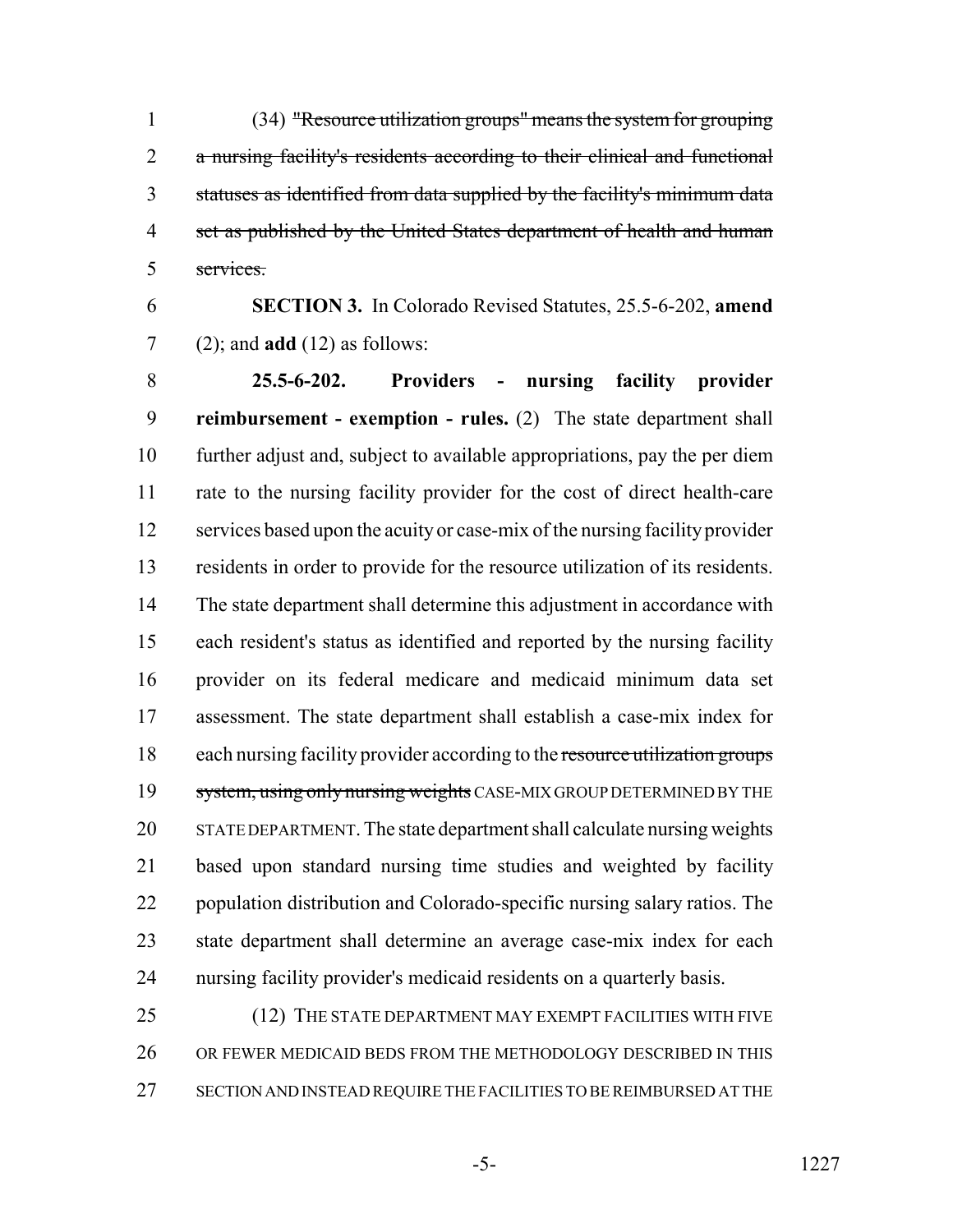(34) ~~"Resource utilization groups" means the system for grouping a nursing facility's residents according to their clinical and functional statuses as identified from data supplied by the facility's minimum data set as published by the United States department of health and human services.~~

**SECTION 3.** In Colorado Revised Statutes, 25.5-6-202, **amend** (2); and **add** (12) as follows:

**25.5-6-202. Providers - nursing facility provider reimbursement - exemption - rules.** (2) The state department shall further adjust and, subject to available appropriations, pay the per diem rate to the nursing facility provider for the cost of direct health-care services based upon the acuity or case-mix of the nursing facility provider residents in order to provide for the resource utilization of its residents. The state department shall determine this adjustment in accordance with each resident's status as identified and reported by the nursing facility provider on its federal medicare and medicaid minimum data set assessment. The state department shall establish a case-mix index for each nursing facility provider according to the ~~resource utilization groups system, using only nursing weights~~ CASE-MIX GROUP DETERMINED BY THE STATE DEPARTMENT. The state department shall calculate nursing weights based upon standard nursing time studies and weighted by facility population distribution and Colorado-specific nursing salary ratios. The state department shall determine an average case-mix index for each nursing facility provider's medicaid residents on a quarterly basis.

(12) THE STATE DEPARTMENT MAY EXEMPT FACILITIES WITH FIVE OR FEWER MEDICAID BEDS FROM THE METHODOLOGY DESCRIBED IN THIS SECTION AND INSTEAD REQUIRE THE FACILITIES TO BE REIMBURSED AT THE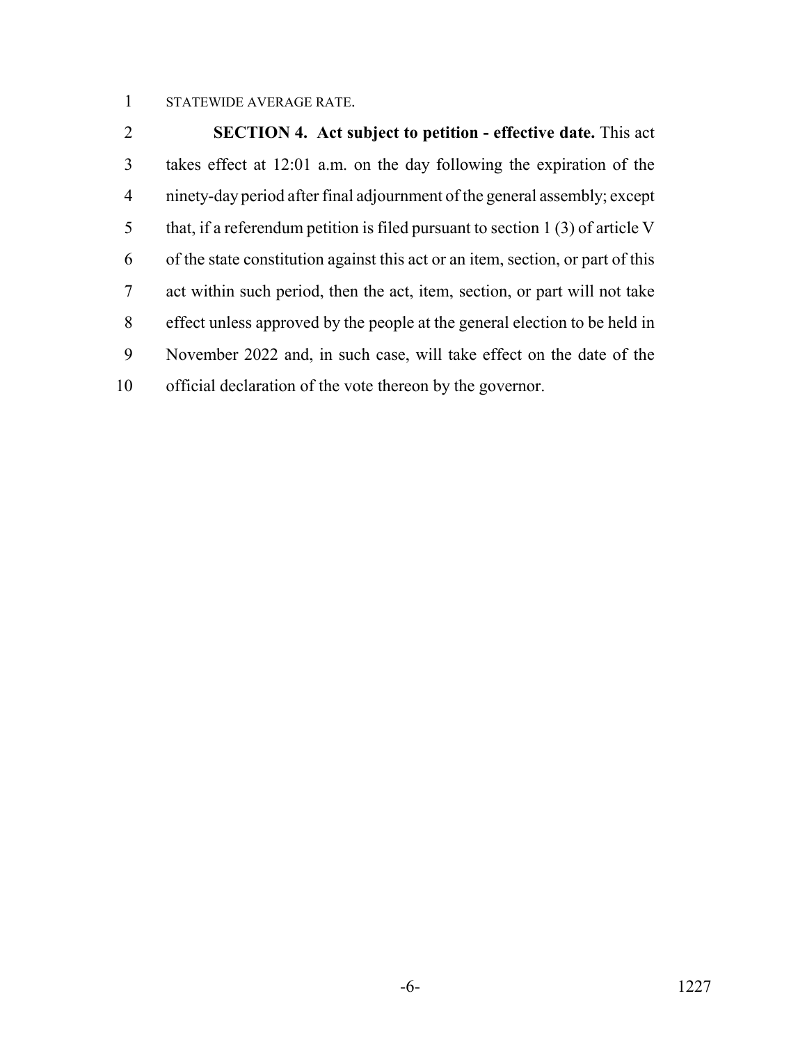STATEWIDE AVERAGE RATE.

**SECTION 4. Act subject to petition - effective date.** This act takes effect at 12:01 a.m. on the day following the expiration of the ninety-day period after final adjournment of the general assembly; except that, if a referendum petition is filed pursuant to section 1 (3) of article V of the state constitution against this act or an item, section, or part of this act within such period, then the act, item, section, or part will not take effect unless approved by the people at the general election to be held in November 2022 and, in such case, will take effect on the date of the official declaration of the vote thereon by the governor.